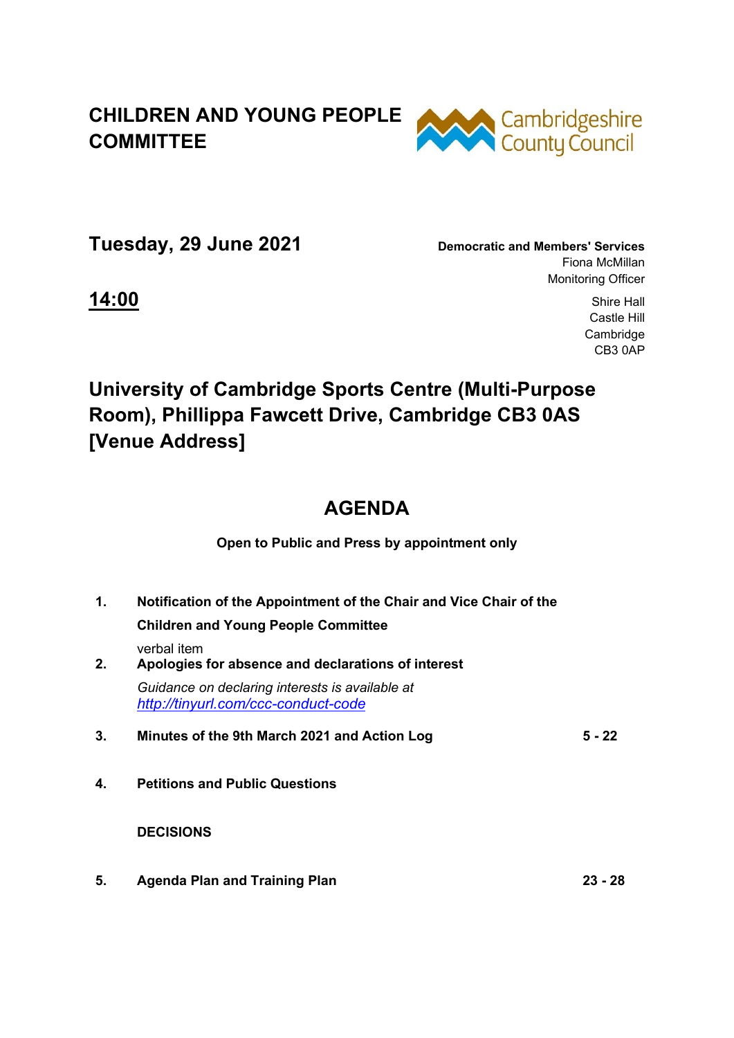# CHILDREN AND YOUNG PEOPLE COMMITTEE

Cambridgeshire County Council

## Tuesday, 29 June 2021

**Democratic and Members' Services**
Fiona McMillan
Monitoring Officer

**14:00**

Shire Hall
Castle Hill
Cambridge
CB3 0AP

## University of Cambridge Sports Centre (Multi-Purpose Room), Phillippa Fawcett Drive, Cambridge CB3 0AS [Venue Address]

# AGENDA

**Open to Public and Press by appointment only**

| | | |
|---|---|---|
| **1.** | **Notification of the Appointment of the Chair and Vice Chair of the Children and Young People Committee** | |
| | verbal item | |
| **2.** | **Apologies for absence and declarations of interest** | |
| | *Guidance on declaring interests is available at* *http://tinyurl.com/ccc-conduct-code* | |
| **3.** | **Minutes of the 9th March 2021 and Action Log** | **5 - 22** |
| **4.** | **Petitions and Public Questions** | |
| | **DECISIONS** | |
| **5.** | **Agenda Plan and Training Plan** | **23 - 28** |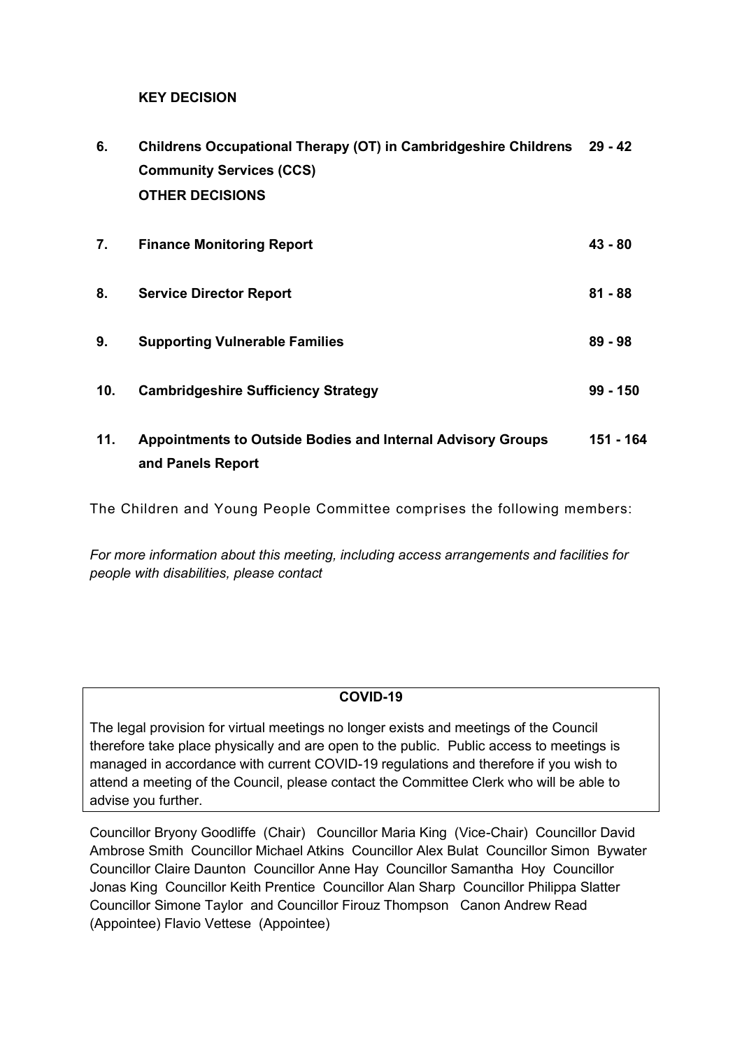**KEY DECISION**

| | | |
|---|---|---|
| 6. | **Childrens Occupational Therapy (OT) in Cambridgeshire Childrens Community Services (CCS)** | **29 - 42** |
| | **OTHER DECISIONS** | |
| 7. | **Finance Monitoring Report** | **43 - 80** |
| 8. | **Service Director Report** | **81 - 88** |
| 9. | **Supporting Vulnerable Families** | **89 - 98** |
| 10. | **Cambridgeshire Sufficiency Strategy** | **99 - 150** |
| 11. | **Appointments to Outside Bodies and Internal Advisory Groups and Panels Report** | **151 - 164** |

The Children and Young People Committee comprises the following members:

*For more information about this meeting, including access arrangements and facilities for people with disabilities, please contact*

**COVID-19**

The legal provision for virtual meetings no longer exists and meetings of the Council therefore take place physically and are open to the public. Public access to meetings is managed in accordance with current COVID-19 regulations and therefore if you wish to attend a meeting of the Council, please contact the Committee Clerk who will be able to advise you further.

Councillor Bryony Goodliffe (Chair) Councillor Maria King (Vice-Chair) Councillor David Ambrose Smith Councillor Michael Atkins Councillor Alex Bulat Councillor Simon Bywater Councillor Claire Daunton Councillor Anne Hay Councillor Samantha Hoy Councillor Jonas King Councillor Keith Prentice Councillor Alan Sharp Councillor Philippa Slatter Councillor Simone Taylor and Councillor Firouz Thompson Canon Andrew Read (Appointee) Flavio Vettese (Appointee)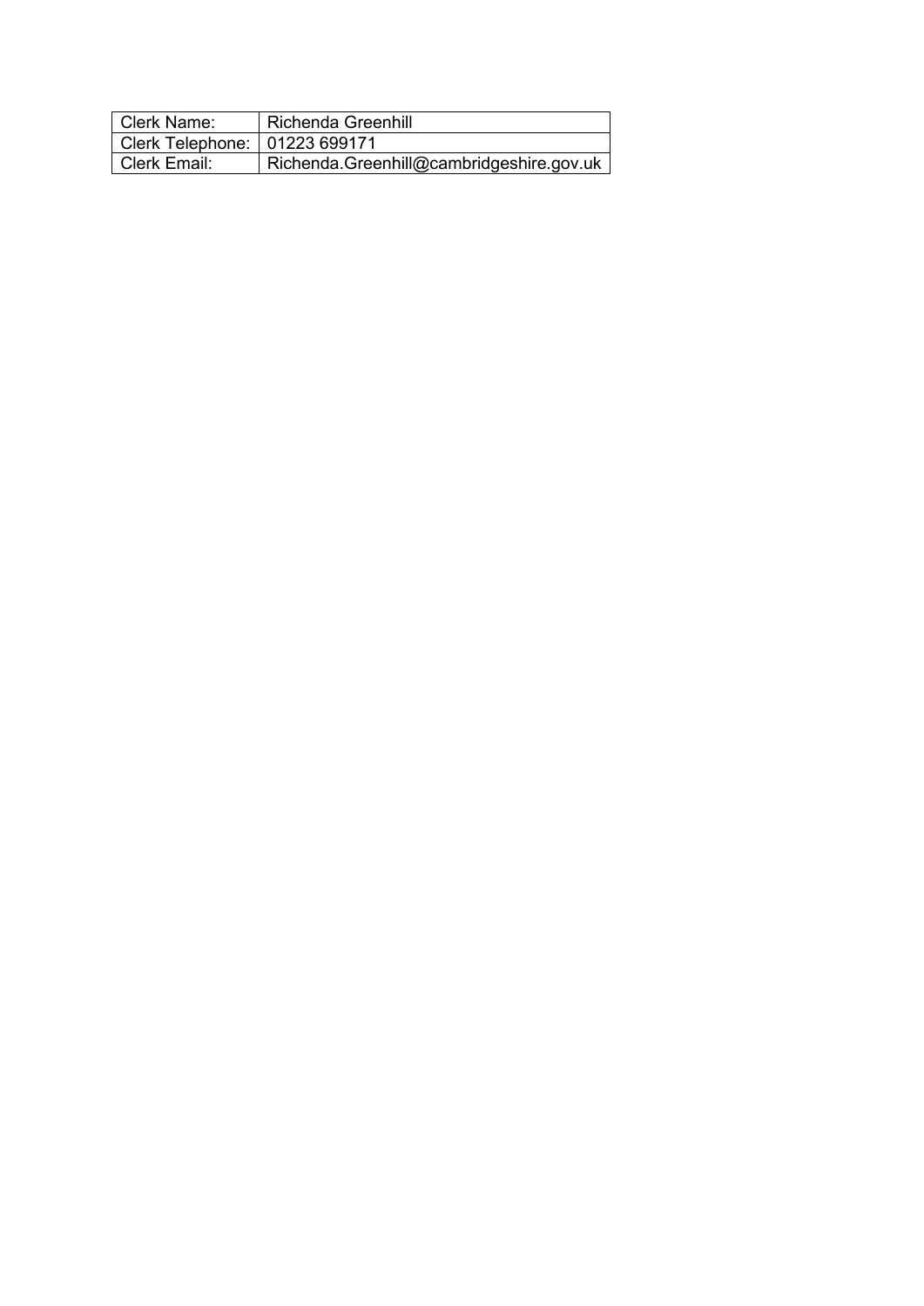| | |
|---|---|
| Clerk Name: | Richenda Greenhill |
| Clerk Telephone: | 01223 699171 |
| Clerk Email: | Richenda.Greenhill@cambridgeshire.gov.uk |